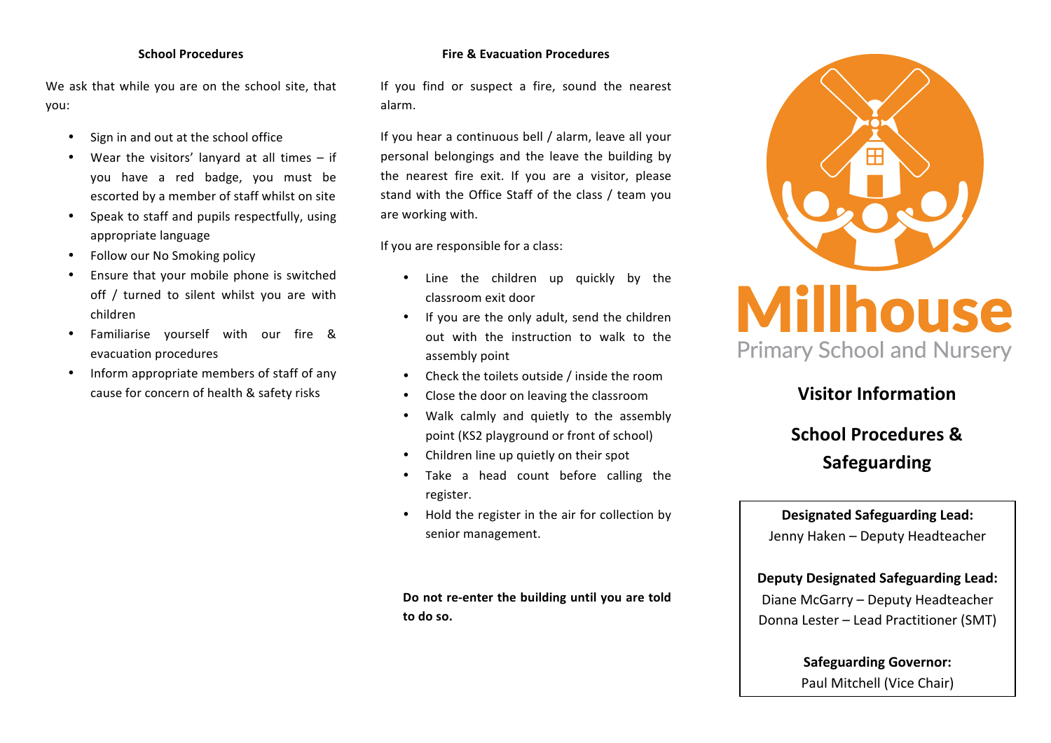## School Procedures

We ask that while you are on the school site, that you:

- Sign in and out at the school office
- Wear the visitors' lanyard at all times – if you have a red badge, you must be escorted by a member of staff whilst on site
- Speak to staff and pupils respectfully, using appropriate language
- Follow our No Smoking policy
- Ensure that your mobile phone is switched off / turned to silent whilst you are with children
- Familiarise yourself with our fire & evacuation procedures
- Inform appropriate members of staff of any cause for concern of health & safety risks

## Fire & Evacuation Procedures

If you find or suspect a fire, sound the nearest alarm.

If you hear a continuous bell / alarm, leave all your personal belongings and the leave the building by the nearest fire exit. If you are a visitor, please stand with the Office Staff of the class / team you are working with.

If you are responsible for a class:

- Line the children up quickly by the classroom exit door
- If you are the only adult, send the children out with the instruction to walk to the assembly point
- Check the toilets outside / inside the room
- Close the door on leaving the classroom
- Walk calmly and quietly to the assembly point (KS2 playground or front of school)
- Children line up quietly on their spot
- Take a head count before calling the register.
- Hold the register in the air for collection by senior management.

**Do not re-enter the building until you are told to do so.**

# Millhouse
Primary School and Nursery

## Visitor Information

## School Procedures & Safeguarding

**Designated Safeguarding Lead:**
Jenny Haken – Deputy Headteacher

**Deputy Designated Safeguarding Lead:**
Diane McGarry – Deputy Headteacher
Donna Lester – Lead Practitioner (SMT)

**Safeguarding Governor:**
Paul Mitchell (Vice Chair)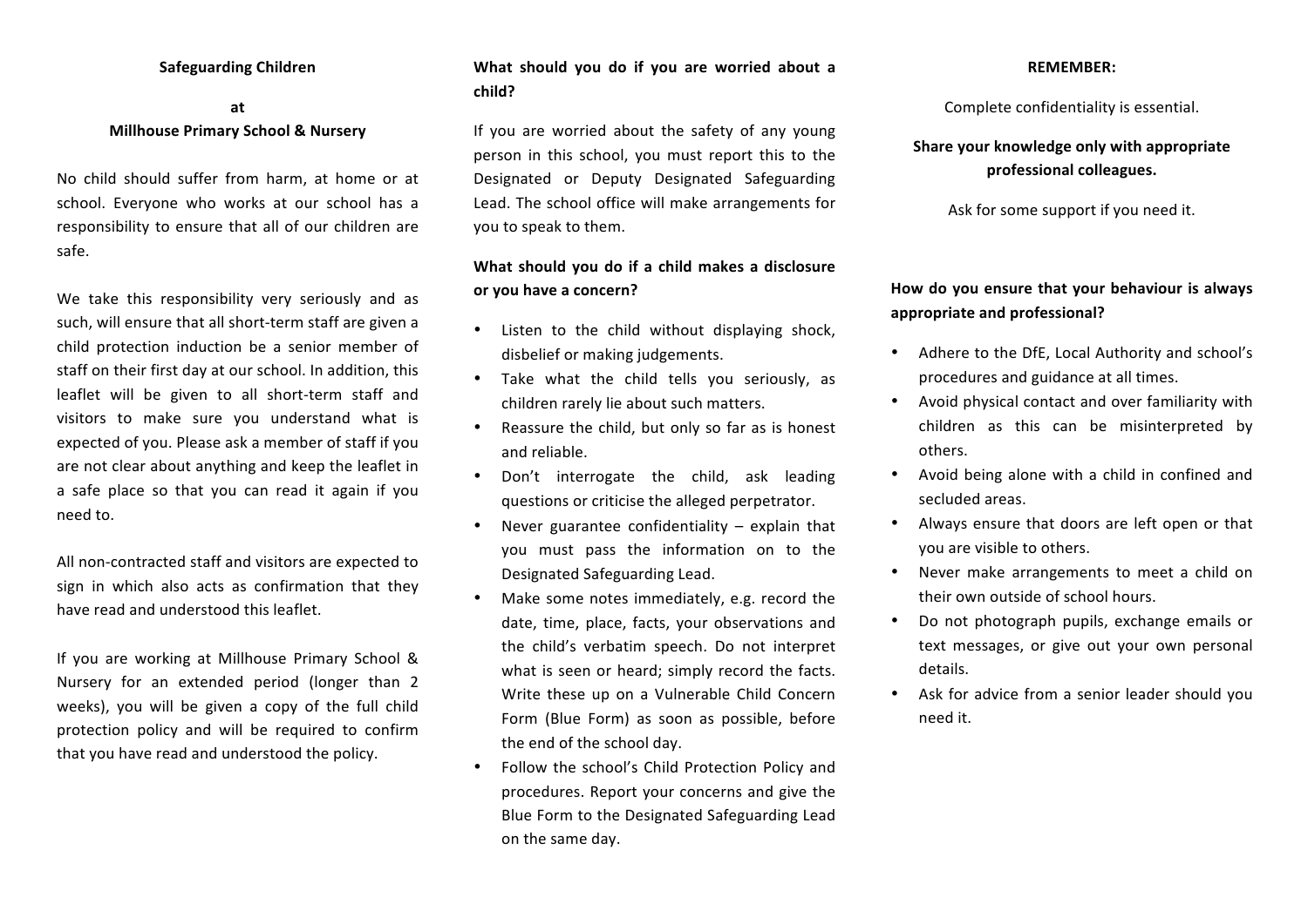**Safeguarding Children**

**at**

**Millhouse Primary School & Nursery**

No child should suffer from harm, at home or at school. Everyone who works at our school has a responsibility to ensure that all of our children are safe.

We take this responsibility very seriously and as such, will ensure that all short-term staff are given a child protection induction be a senior member of staff on their first day at our school. In addition, this leaflet will be given to all short-term staff and visitors to make sure you understand what is expected of you. Please ask a member of staff if you are not clear about anything and keep the leaflet in a safe place so that you can read it again if you need to.

All non-contracted staff and visitors are expected to sign in which also acts as confirmation that they have read and understood this leaflet.

If you are working at Millhouse Primary School & Nursery for an extended period (longer than 2 weeks), you will be given a copy of the full child protection policy and will be required to confirm that you have read and understood the policy.

**What should you do if you are worried about a child?**

If you are worried about the safety of any young person in this school, you must report this to the Designated or Deputy Designated Safeguarding Lead. The school office will make arrangements for you to speak to them.

**What should you do if a child makes a disclosure or you have a concern?**

- Listen to the child without displaying shock, disbelief or making judgements.
- Take what the child tells you seriously, as children rarely lie about such matters.
- Reassure the child, but only so far as is honest and reliable.
- Don't interrogate the child, ask leading questions or criticise the alleged perpetrator.
- Never guarantee confidentiality – explain that you must pass the information on to the Designated Safeguarding Lead.
- Make some notes immediately, e.g. record the date, time, place, facts, your observations and the child's verbatim speech. Do not interpret what is seen or heard; simply record the facts. Write these up on a Vulnerable Child Concern Form (Blue Form) as soon as possible, before the end of the school day.
- Follow the school's Child Protection Policy and procedures. Report your concerns and give the Blue Form to the Designated Safeguarding Lead on the same day.

**REMEMBER:**

Complete confidentiality is essential.

**Share your knowledge only with appropriate professional colleagues.**

Ask for some support if you need it.

**How do you ensure that your behaviour is always appropriate and professional?**

- Adhere to the DfE, Local Authority and school's procedures and guidance at all times.
- Avoid physical contact and over familiarity with children as this can be misinterpreted by others.
- Avoid being alone with a child in confined and secluded areas.
- Always ensure that doors are left open or that you are visible to others.
- Never make arrangements to meet a child on their own outside of school hours.
- Do not photograph pupils, exchange emails or text messages, or give out your own personal details.
- Ask for advice from a senior leader should you need it.